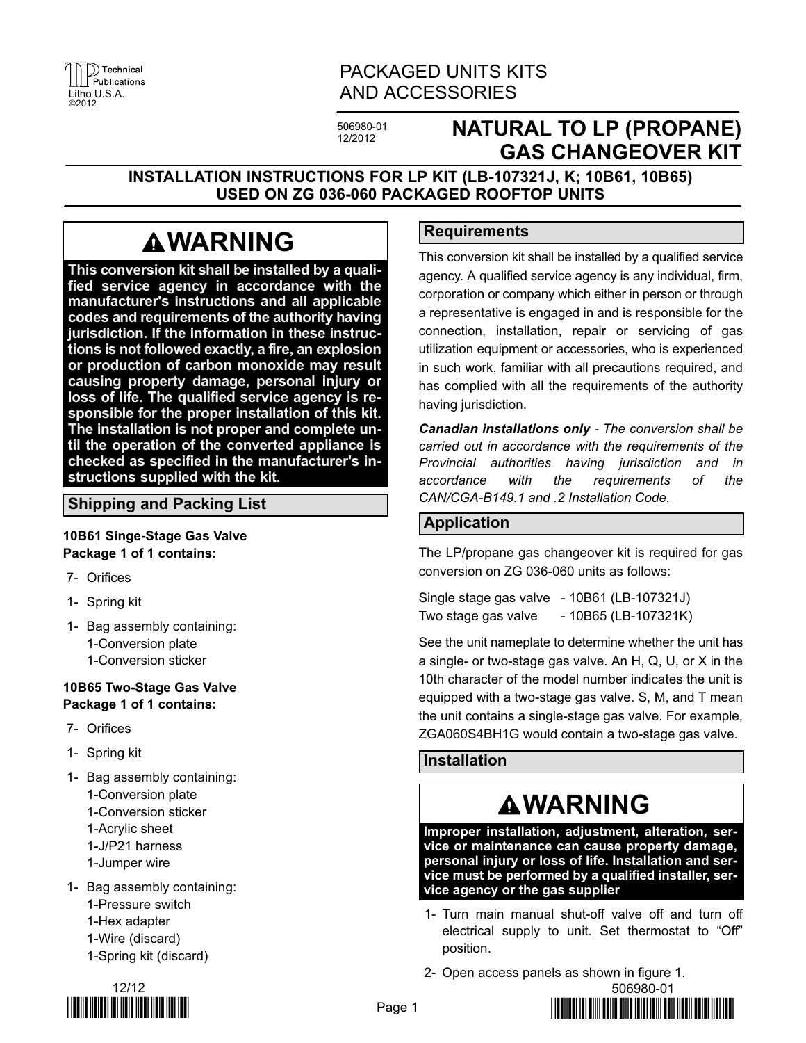PACKAGED UNITS KITS AND ACCESSORIES

506980-01
12/2012

# NATURAL TO LP (PROPANE) GAS CHANGEOVER KIT

## INSTALLATION INSTRUCTIONS FOR LP KIT (LB-107321J, K; 10B61, 10B65) USED ON ZG 036-060 PACKAGED ROOFTOP UNITS

> **⚠WARNING**
>
> **This conversion kit shall be installed by a qualified service agency in accordance with the manufacturer's instructions and all applicable codes and requirements of the authority having jurisdiction. If the information in these instructions is not followed exactly, a fire, an explosion or production of carbon monoxide may result causing property damage, personal injury or loss of life. The qualified service agency is responsible for the proper installation of this kit. The installation is not proper and complete until the operation of the converted appliance is checked as specified in the manufacturer's instructions supplied with the kit.**

## Shipping and Packing List

**10B61 Singe-Stage Gas Valve**
**Package 1 of 1 contains:**

- 7- Orifices
- 1- Spring kit
- 1- Bag assembly containing:
  - 1-Conversion plate
  - 1-Conversion sticker

**10B65 Two-Stage Gas Valve**
**Package 1 of 1 contains:**

- 7- Orifices
- 1- Spring kit
- 1- Bag assembly containing:
  - 1-Conversion plate
  - 1-Conversion sticker
  - 1-Acrylic sheet
  - 1-J/P21 harness
  - 1-Jumper wire
- 1- Bag assembly containing:
  - 1-Pressure switch
  - 1-Hex adapter
  - 1-Wire (discard)
  - 1-Spring kit (discard)

## Requirements

This conversion kit shall be installed by a qualified service agency. A qualified service agency is any individual, firm, corporation or company which either in person or through a representative is engaged in and is responsible for the connection, installation, repair or servicing of gas utilization equipment or accessories, who is experienced in such work, familiar with all precautions required, and has complied with all the requirements of the authority having jurisdiction.

***Canadian installations only*** *- The conversion shall be carried out in accordance with the requirements of the Provincial authorities having jurisdiction and in accordance with the requirements of the CAN/CGA-B149.1 and .2 Installation Code.*

## Application

The LP/propane gas changeover kit is required for gas conversion on ZG 036-060 units as follows:

Single stage gas valve - 10B61 (LB-107321J)
Two stage gas valve - 10B65 (LB-107321K)

See the unit nameplate to determine whether the unit has a single- or two-stage gas valve. An H, Q, U, or X in the 10th character of the model number indicates the unit is equipped with a two-stage gas valve. S, M, and T mean the unit contains a single-stage gas valve. For example, ZGA060S4BH1G would contain a two-stage gas valve.

## Installation

> **⚠WARNING**
>
> **Improper installation, adjustment, alteration, service or maintenance can cause property damage, personal injury or loss of life. Installation and service must be performed by a qualified installer, service agency or the gas supplier**

1- Turn main manual shut-off valve off and turn off electrical supply to unit. Set thermostat to “Off” position.

2- Open access panels as shown in figure 1.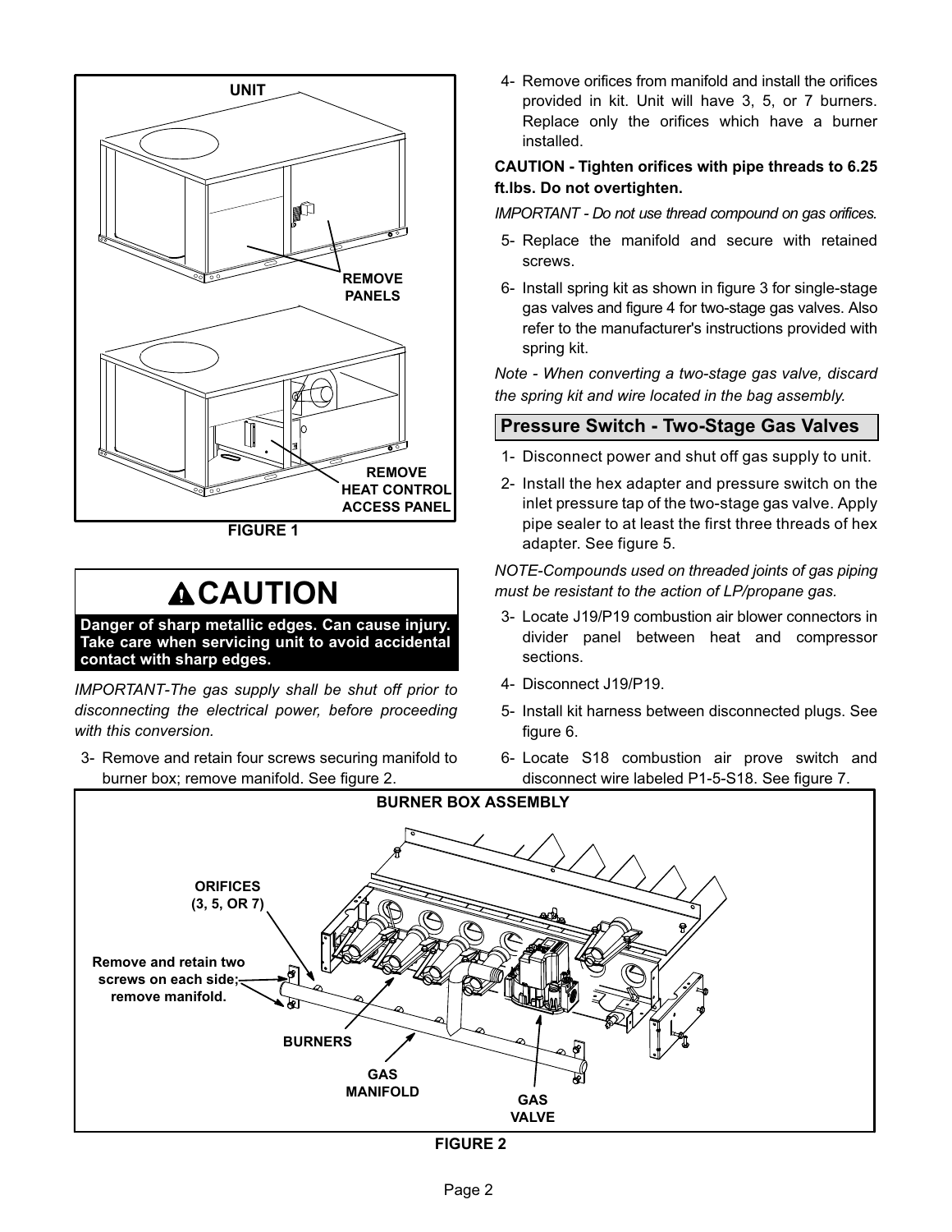UNIT

REMOVE PANELS

REMOVE HEAT CONTROL ACCESS PANEL

FIGURE 1

# ⚠CAUTION

**Danger of sharp metallic edges. Can cause injury. Take care when servicing unit to avoid accidental contact with sharp edges.**

*IMPORTANT-The gas supply shall be shut off prior to disconnecting the electrical power, before proceeding with this conversion.*

3- Remove and retain four screws securing manifold to burner box; remove manifold. See figure 2.

4- Remove orifices from manifold and install the orifices provided in kit. Unit will have 3, 5, or 7 burners. Replace only the orifices which have a burner installed.

**CAUTION - Tighten orifices with pipe threads to 6.25 ft.lbs. Do not overtighten.**

*IMPORTANT - Do not use thread compound on gas orifices.*

5- Replace the manifold and secure with retained screws.

6- Install spring kit as shown in figure 3 for single-stage gas valves and figure 4 for two-stage gas valves. Also refer to the manufacturer's instructions provided with spring kit.

*Note - When converting a two-stage gas valve, discard the spring kit and wire located in the bag assembly.*

## Pressure Switch - Two-Stage Gas Valves

1- Disconnect power and shut off gas supply to unit.

2- Install the hex adapter and pressure switch on the inlet pressure tap of the two-stage gas valve. Apply pipe sealer to at least the first three threads of hex adapter. See figure 5.

*NOTE-Compounds used on threaded joints of gas piping must be resistant to the action of LP/propane gas.*

3- Locate J19/P19 combustion air blower connectors in divider panel between heat and compressor sections.

4- Disconnect J19/P19.

5- Install kit harness between disconnected plugs. See figure 6.

6- Locate S18 combustion air prove switch and disconnect wire labeled P1-5-S18. See figure 7.

BURNER BOX ASSEMBLY

ORIFICES (3, 5, OR 7)

Remove and retain two screws on each side; remove manifold.

BURNERS

GAS MANIFOLD

GAS VALVE

FIGURE 2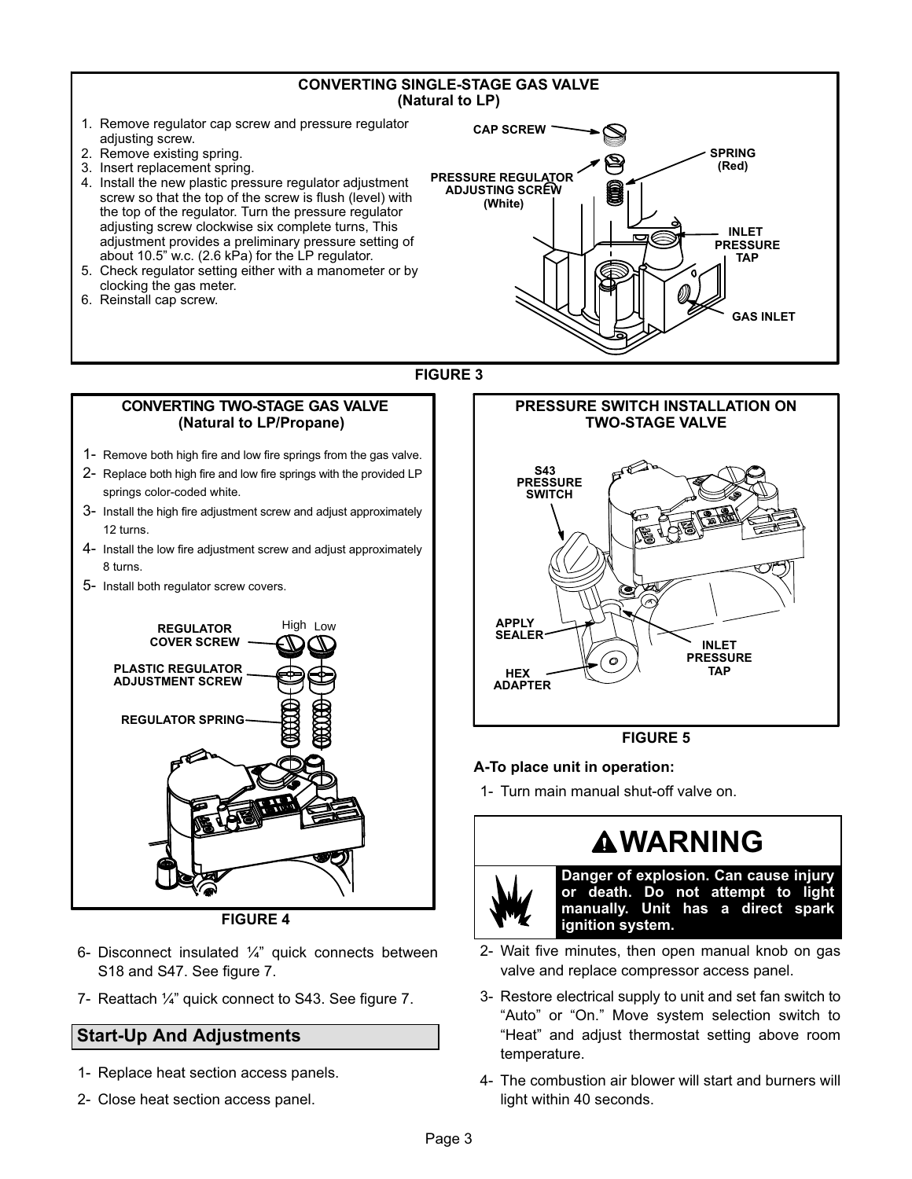**CONVERTING SINGLE-STAGE GAS VALVE (Natural to LP)**

1. Remove regulator cap screw and pressure regulator adjusting screw.
2. Remove existing spring.
3. Insert replacement spring.
4. Install the new plastic pressure regulator adjustment screw so that the top of the screw is flush (level) with the top of the regulator. Turn the pressure regulator adjusting screw clockwise six complete turns, This adjustment provides a preliminary pressure setting of about 10.5” w.c. (2.6 kPa) for the LP regulator.
5. Check regulator setting either with a manometer or by clocking the gas meter.
6. Reinstall cap screw.

CAP SCREW
PRESSURE REGULATOR ADJUSTING SCREW (White)
SPRING (Red)
INLET PRESSURE TAP
GAS INLET

FIGURE 3

**CONVERTING TWO-STAGE GAS VALVE (Natural to LP/Propane)**

1- Remove both high fire and low fire springs from the gas valve.
2- Replace both high fire and low fire springs with the provided LP springs color-coded white.
3- Install the high fire adjustment screw and adjust approximately 12 turns.
4- Install the low fire adjustment screw and adjust approximately 8 turns.
5- Install both regulator screw covers.

REGULATOR COVER SCREW
PLASTIC REGULATOR ADJUSTMENT SCREW
REGULATOR SPRING
High Low

FIGURE 4

**PRESSURE SWITCH INSTALLATION ON TWO-STAGE VALVE**

S43 PRESSURE SWITCH
APPLY SEALER
HEX ADAPTER
INLET PRESSURE TAP

FIGURE 5

6- Disconnect insulated ¼” quick connects between S18 and S47. See figure 7.

7- Reattach ¼” quick connect to S43. See figure 7.

## Start-Up And Adjustments

1- Replace heat section access panels.

2- Close heat section access panel.

**A-To place unit in operation:**

1- Turn main manual shut-off valve on.

> **⚠WARNING**
>
> **Danger of explosion. Can cause injury or death. Do not attempt to light manually. Unit has a direct spark ignition system.**

2- Wait five minutes, then open manual knob on gas valve and replace compressor access panel.

3- Restore electrical supply to unit and set fan switch to “Auto” or “On.” Move system selection switch to “Heat” and adjust thermostat setting above room temperature.

4- The combustion air blower will start and burners will light within 40 seconds.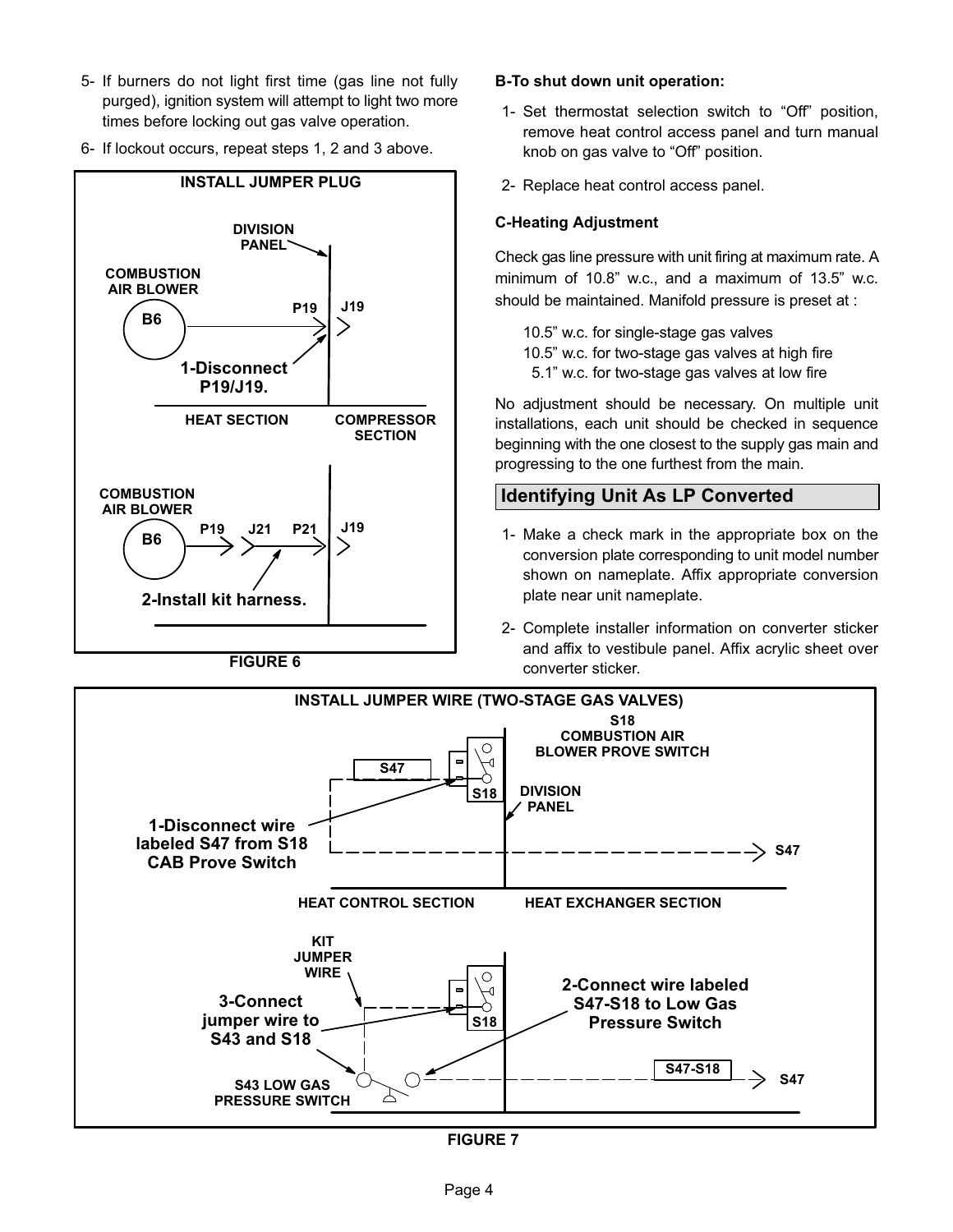5- If burners do not light first time (gas line not fully purged), ignition system will attempt to light two more times before locking out gas valve operation.

6- If lockout occurs, repeat steps 1, 2 and 3 above.

INSTALL JUMPER PLUG

DIVISION PANEL

COMBUSTION AIR BLOWER

B6

P19 J19

1-Disconnect P19/J19.

HEAT SECTION

COMPRESSOR SECTION

COMBUSTION AIR BLOWER

B6

P19 J21 P21 J19

2-Install kit harness.

FIGURE 6

**B-To shut down unit operation:**

1- Set thermostat selection switch to “Off” position, remove heat control access panel and turn manual knob on gas valve to “Off” position.

2- Replace heat control access panel.

**C-Heating Adjustment**

Check gas line pressure with unit firing at maximum rate. A minimum of 10.8” w.c., and a maximum of 13.5” w.c. should be maintained. Manifold pressure is preset at :

10.5” w.c. for single-stage gas valves
10.5” w.c. for two-stage gas valves at high fire
5.1” w.c. for two-stage gas valves at low fire

No adjustment should be necessary. On multiple unit installations, each unit should be checked in sequence beginning with the one closest to the supply gas main and progressing to the one furthest from the main.

## Identifying Unit As LP Converted

1- Make a check mark in the appropriate box on the conversion plate corresponding to unit model number shown on nameplate. Affix appropriate conversion plate near unit nameplate.

2- Complete installer information on converter sticker and affix to vestibule panel. Affix acrylic sheet over converter sticker.

INSTALL JUMPER WIRE (TWO-STAGE GAS VALVES)

S18
COMBUSTION AIR
BLOWER PROVE SWITCH

S47

S18

DIVISION PANEL

1-Disconnect wire labeled S47 from S18 CAB Prove Switch

S47

HEAT CONTROL SECTION

HEAT EXCHANGER SECTION

KIT JUMPER WIRE

S18

2-Connect wire labeled S47-S18 to Low Gas Pressure Switch

3-Connect jumper wire to S43 and S18

S43 LOW GAS PRESSURE SWITCH

S47-S18

S47

FIGURE 7